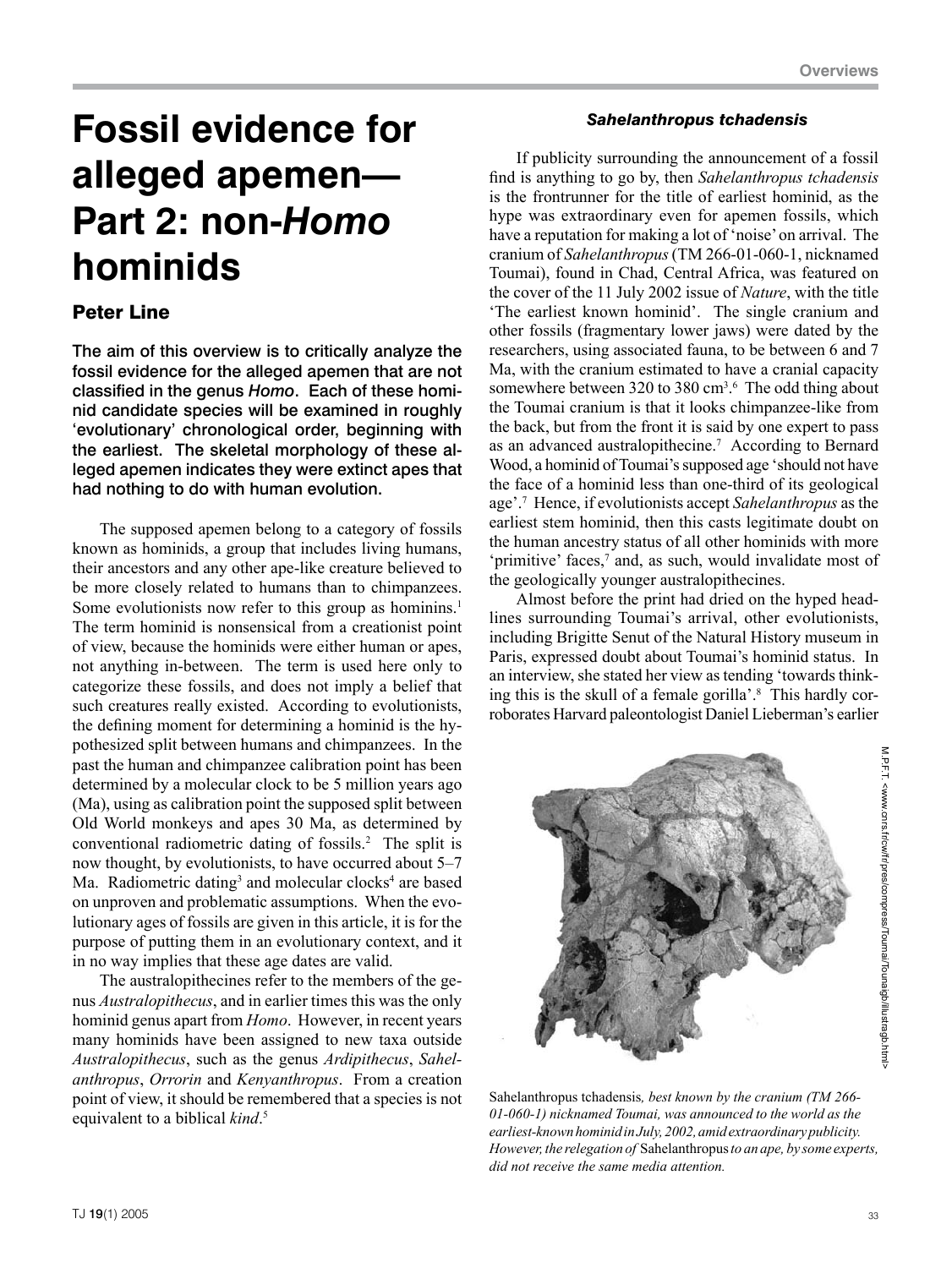# Fossil evidence for alleged apemen—Part 2: non-*Homo* hominids

## Peter Line

**The aim of this overview is to critically analyze the fossil evidence for the alleged apemen that are not classified in the genus *Homo*. Each of these hominid candidate species will be examined in roughly 'evolutionary' chronological order, beginning with the earliest. The skeletal morphology of these alleged apemen indicates they were extinct apes that had nothing to do with human evolution.**

The supposed apemen belong to a category of fossils known as hominids, a group that includes living humans, their ancestors and any other ape-like creature believed to be more closely related to humans than to chimpanzees. Some evolutionists now refer to this group as hominins.[1] The term hominid is nonsensical from a creationist point of view, because the hominids were either human or apes, not anything in-between. The term is used here only to categorize these fossils, and does not imply a belief that such creatures really existed. According to evolutionists, the defining moment for determining a hominid is the hypothesized split between humans and chimpanzees. In the past the human and chimpanzee calibration point has been determined by a molecular clock to be 5 million years ago (Ma), using as calibration point the supposed split between Old World monkeys and apes 30 Ma, as determined by conventional radiometric dating of fossils.[2] The split is now thought, by evolutionists, to have occurred about 5–7 Ma. Radiometric dating[3] and molecular clocks[4] are based on unproven and problematic assumptions. When the evolutionary ages of fossils are given in this article, it is for the purpose of putting them in an evolutionary context, and it in no way implies that these age dates are valid.

The australopithecines refer to the members of the genus *Australopithecus*, and in earlier times this was the only hominid genus apart from *Homo*. However, in recent years many hominids have been assigned to new taxa outside *Australopithecus*, such as the genus *Ardipithecus*, *Sahelanthropus*, *Orrorin* and *Kenyanthropus*. From a creation point of view, it should be remembered that a species is not equivalent to a biblical *kind*.[5]

### *Sahelanthropus tchadensis*

If publicity surrounding the announcement of a fossil find is anything to go by, then *Sahelanthropus tchadensis* is the frontrunner for the title of earliest hominid, as the hype was extraordinary even for apemen fossils, which have a reputation for making a lot of 'noise' on arrival. The cranium of *Sahelanthropus* (TM 266-01-060-1, nicknamed Toumai), found in Chad, Central Africa, was featured on the cover of the 11 July 2002 issue of *Nature*, with the title 'The earliest known hominid'. The single cranium and other fossils (fragmentary lower jaws) were dated by the researchers, using associated fauna, to be between 6 and 7 Ma, with the cranium estimated to have a cranial capacity somewhere between 320 to 380 cm$^3$.[6] The odd thing about the Toumai cranium is that it looks chimpanzee-like from the back, but from the front it is said by one expert to pass as an advanced australopithecine.[7] According to Bernard Wood, a hominid of Toumai's supposed age 'should not have the face of a hominid less than one-third of its geological age'.[7] Hence, if evolutionists accept *Sahelanthropus* as the earliest stem hominid, then this casts legitimate doubt on the human ancestry status of all other hominids with more 'primitive' faces,[7] and, as such, would invalidate most of the geologically younger australopithecines.

Almost before the print had dried on the hyped headlines surrounding Toumai's arrival, other evolutionists, including Brigitte Senut of the Natural History museum in Paris, expressed doubt about Toumai's hominid status. In an interview, she stated her view as tending 'towards thinking this is the skull of a female gorilla'.[8] This hardly corroborates Harvard paleontologist Daniel Lieberman's earlier

M.P.F.T. <www.cnrs.fr/cw/fr/pres/compress/Toumai/Tounaigb/illustragb.html>

*Sahelanthropus tchadensis, best known by the cranium (TM 266-01-060-1) nicknamed Toumai, was announced to the world as the earliest-known hominid in July, 2002, amid extraordinary publicity. However, the relegation of* Sahelanthropus *to an ape, by some experts, did not receive the same media attention.*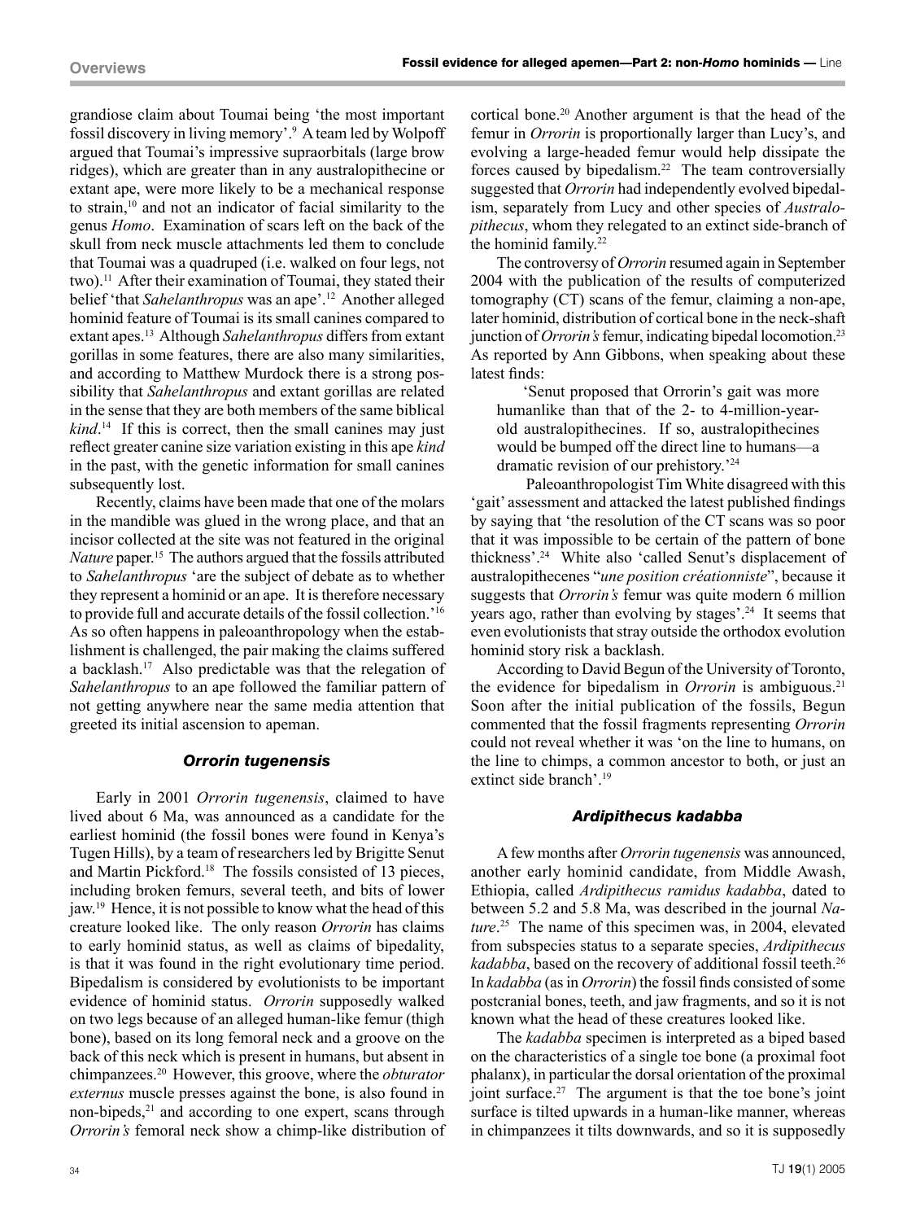grandiose claim about Toumai being 'the most important fossil discovery in living memory'.[9] A team led by Wolpoff argued that Toumai's impressive supraorbitals (large brow ridges), which are greater than in any australopithecine or extant ape, were more likely to be a mechanical response to strain,[10] and not an indicator of facial similarity to the genus *Homo*. Examination of scars left on the back of the skull from neck muscle attachments led them to conclude that Toumai was a quadruped (i.e. walked on four legs, not two).[11] After their examination of Toumai, they stated their belief 'that *Sahelanthropus* was an ape'.[12] Another alleged hominid feature of Toumai is its small canines compared to extant apes.[13] Although *Sahelanthropus* differs from extant gorillas in some features, there are also many similarities, and according to Matthew Murdock there is a strong possibility that *Sahelanthropus* and extant gorillas are related in the sense that they are both members of the same biblical *kind*.[14] If this is correct, then the small canines may just reflect greater canine size variation existing in this ape *kind* in the past, with the genetic information for small canines subsequently lost.

Recently, claims have been made that one of the molars in the mandible was glued in the wrong place, and that an incisor collected at the site was not featured in the original *Nature* paper.[15] The authors argued that the fossils attributed to *Sahelanthropus* 'are the subject of debate as to whether they represent a hominid or an ape. It is therefore necessary to provide full and accurate details of the fossil collection.'[16] As so often happens in paleoanthropology when the establishment is challenged, the pair making the claims suffered a backlash.[17] Also predictable was that the relegation of *Sahelanthropus* to an ape followed the familiar pattern of not getting anywhere near the same media attention that greeted its initial ascension to apeman.

### *Orrorin tugenensis*

Early in 2001 *Orrorin tugenensis*, claimed to have lived about 6 Ma, was announced as a candidate for the earliest hominid (the fossil bones were found in Kenya's Tugen Hills), by a team of researchers led by Brigitte Senut and Martin Pickford.[18] The fossils consisted of 13 pieces, including broken femurs, several teeth, and bits of lower jaw.[19] Hence, it is not possible to know what the head of this creature looked like. The only reason *Orrorin* has claims to early hominid status, as well as claims of bipedality, is that it was found in the right evolutionary time period. Bipedalism is considered by evolutionists to be important evidence of hominid status. *Orrorin* supposedly walked on two legs because of an alleged human-like femur (thigh bone), based on its long femoral neck and a groove on the back of this neck which is present in humans, but absent in chimpanzees.[20] However, this groove, where the *obturator externus* muscle presses against the bone, is also found in non-bipeds,[21] and according to one expert, scans through *Orrorin's* femoral neck show a chimp-like distribution of cortical bone.[20] Another argument is that the head of the femur in *Orrorin* is proportionally larger than Lucy's, and evolving a large-headed femur would help dissipate the forces caused by bipedalism.[22] The team controversially suggested that *Orrorin* had independently evolved bipedalism, separately from Lucy and other species of *Australopithecus*, whom they relegated to an extinct side-branch of the hominid family.[22]

The controversy of *Orrorin* resumed again in September 2004 with the publication of the results of computerized tomography (CT) scans of the femur, claiming a non-ape, later hominid, distribution of cortical bone in the neck-shaft junction of *Orrorin's* femur, indicating bipedal locomotion.[23] As reported by Ann Gibbons, when speaking about these latest finds:

> 'Senut proposed that Orrorin's gait was more humanlike than that of the 2- to 4-million-year-old australopithecines. If so, australopithecines would be bumped off the direct line to humans—a dramatic revision of our prehistory.'[24]

Paleoanthropologist Tim White disagreed with this 'gait' assessment and attacked the latest published findings by saying that 'the resolution of the CT scans was so poor that it was impossible to be certain of the pattern of bone thickness'.[24] White also 'called Senut's displacement of australopithecenes "*une position créationniste*", because it suggests that *Orrorin's* femur was quite modern 6 million years ago, rather than evolving by stages'.[24] It seems that even evolutionists that stray outside the orthodox evolution hominid story risk a backlash.

According to David Begun of the University of Toronto, the evidence for bipedalism in *Orrorin* is ambiguous.[21] Soon after the initial publication of the fossils, Begun commented that the fossil fragments representing *Orrorin* could not reveal whether it was 'on the line to humans, on the line to chimps, a common ancestor to both, or just an extinct side branch'.[19]

### *Ardipithecus kadabba*

A few months after *Orrorin tugenensis* was announced, another early hominid candidate, from Middle Awash, Ethiopia, called *Ardipithecus ramidus kadabba*, dated to between 5.2 and 5.8 Ma, was described in the journal *Nature*.[25] The name of this specimen was, in 2004, elevated from subspecies status to a separate species, *Ardipithecus kadabba*, based on the recovery of additional fossil teeth.[26] In *kadabba* (as in *Orrorin*) the fossil finds consisted of some postcranial bones, teeth, and jaw fragments, and so it is not known what the head of these creatures looked like.

The *kadabba* specimen is interpreted as a biped based on the characteristics of a single toe bone (a proximal foot phalanx), in particular the dorsal orientation of the proximal joint surface.[27] The argument is that the toe bone's joint surface is tilted upwards in a human-like manner, whereas in chimpanzees it tilts downwards, and so it is supposedly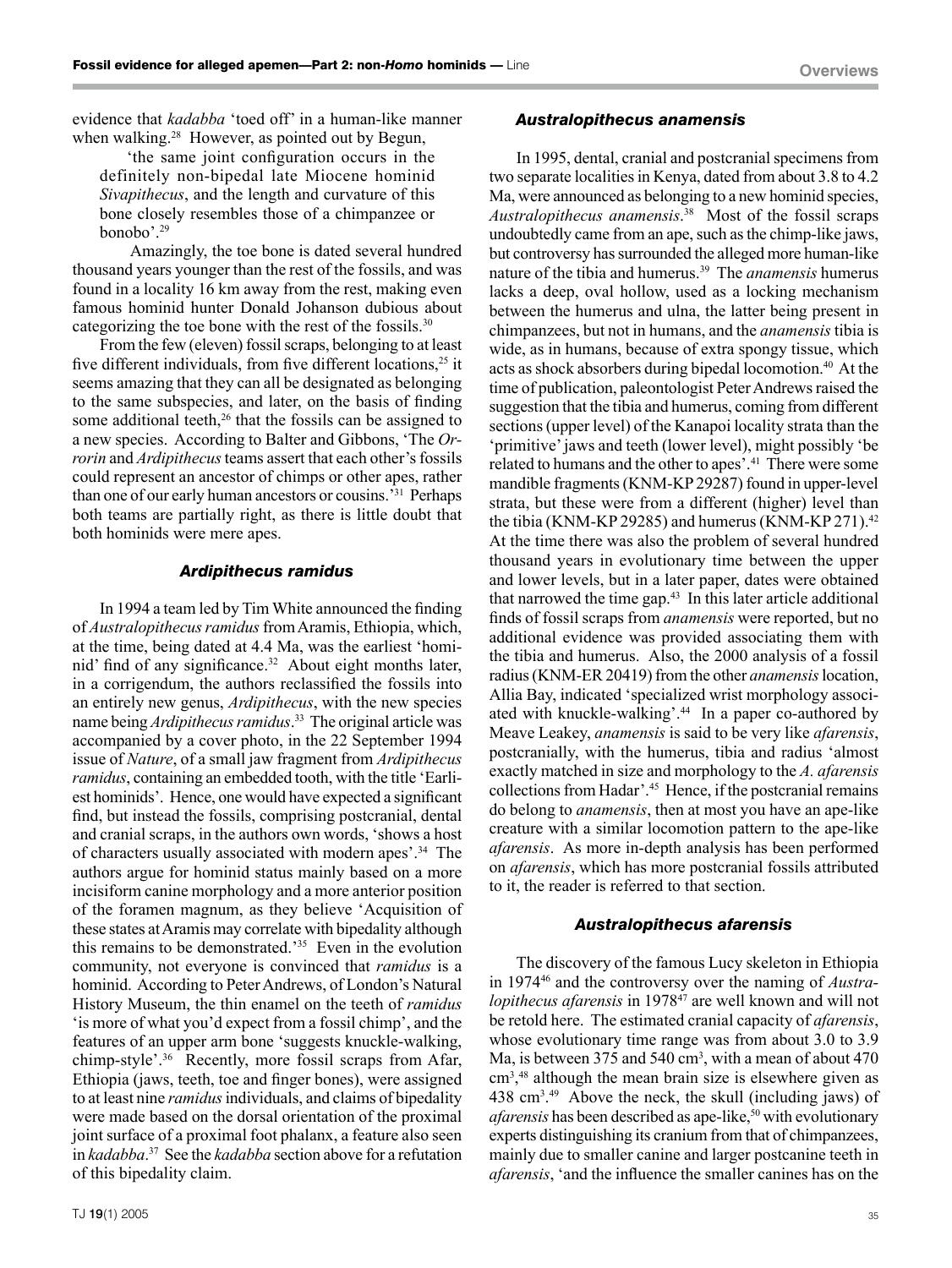evidence that *kadabba* 'toed off' in a human-like manner when walking.[28] However, as pointed out by Begun,

> 'the same joint configuration occurs in the definitely non-bipedal late Miocene hominid *Sivapithecus*, and the length and curvature of this bone closely resembles those of a chimpanzee or bonobo'.[29]

Amazingly, the toe bone is dated several hundred thousand years younger than the rest of the fossils, and was found in a locality 16 km away from the rest, making even famous hominid hunter Donald Johanson dubious about categorizing the toe bone with the rest of the fossils.[30]

From the few (eleven) fossil scraps, belonging to at least five different individuals, from five different locations,[25] it seems amazing that they can all be designated as belonging to the same subspecies, and later, on the basis of finding some additional teeth,[26] that the fossils can be assigned to a new species. According to Balter and Gibbons, 'The *Orrorin* and *Ardipithecus* teams assert that each other's fossils could represent an ancestor of chimps or other apes, rather than one of our early human ancestors or cousins.'[31] Perhaps both teams are partially right, as there is little doubt that both hominids were mere apes.

### *Ardipithecus ramidus*

In 1994 a team led by Tim White announced the finding of *Australopithecus ramidus* from Aramis, Ethiopia, which, at the time, being dated at 4.4 Ma, was the earliest 'hominid' find of any significance.[32] About eight months later, in a corrigendum, the authors reclassified the fossils into an entirely new genus, *Ardipithecus*, with the new species name being *Ardipithecus ramidus*.[33] The original article was accompanied by a cover photo, in the 22 September 1994 issue of *Nature*, of a small jaw fragment from *Ardipithecus ramidus*, containing an embedded tooth, with the title 'Earliest hominids'. Hence, one would have expected a significant find, but instead the fossils, comprising postcranial, dental and cranial scraps, in the authors own words, 'shows a host of characters usually associated with modern apes'.[34] The authors argue for hominid status mainly based on a more incisiform canine morphology and a more anterior position of the foramen magnum, as they believe 'Acquisition of these states at Aramis may correlate with bipedality although this remains to be demonstrated.'[35] Even in the evolution community, not everyone is convinced that *ramidus* is a hominid. According to Peter Andrews, of London's Natural History Museum, the thin enamel on the teeth of *ramidus* 'is more of what you'd expect from a fossil chimp', and the features of an upper arm bone 'suggests knuckle-walking, chimp-style'.[36] Recently, more fossil scraps from Afar, Ethiopia (jaws, teeth, toe and finger bones), were assigned to at least nine *ramidus* individuals, and claims of bipedality were made based on the dorsal orientation of the proximal joint surface of a proximal foot phalanx, a feature also seen in *kadabba*.[37] See the *kadabba* section above for a refutation of this bipedality claim.

### *Australopithecus anamensis*

In 1995, dental, cranial and postcranial specimens from two separate localities in Kenya, dated from about 3.8 to 4.2 Ma, were announced as belonging to a new hominid species, *Australopithecus anamensis*.[38] Most of the fossil scraps undoubtedly came from an ape, such as the chimp-like jaws, but controversy has surrounded the alleged more human-like nature of the tibia and humerus.[39] The *anamensis* humerus lacks a deep, oval hollow, used as a locking mechanism between the humerus and ulna, the latter being present in chimpanzees, but not in humans, and the *anamensis* tibia is wide, as in humans, because of extra spongy tissue, which acts as shock absorbers during bipedal locomotion.[40] At the time of publication, paleontologist Peter Andrews raised the suggestion that the tibia and humerus, coming from different sections (upper level) of the Kanapoi locality strata than the 'primitive' jaws and teeth (lower level), might possibly 'be related to humans and the other to apes'.[41] There were some mandible fragments (KNM-KP 29287) found in upper-level strata, but these were from a different (higher) level than the tibia (KNM-KP 29285) and humerus (KNM-KP 271).[42] At the time there was also the problem of several hundred thousand years in evolutionary time between the upper and lower levels, but in a later paper, dates were obtained that narrowed the time gap.[43] In this later article additional finds of fossil scraps from *anamensis* were reported, but no additional evidence was provided associating them with the tibia and humerus. Also, the 2000 analysis of a fossil radius (KNM-ER 20419) from the other *anamensis* location, Allia Bay, indicated 'specialized wrist morphology associated with knuckle-walking'.[44] In a paper co-authored by Meave Leakey, *anamensis* is said to be very like *afarensis*, postcranially, with the humerus, tibia and radius 'almost exactly matched in size and morphology to the *A. afarensis* collections from Hadar'.[45] Hence, if the postcranial remains do belong to *anamensis*, then at most you have an ape-like creature with a similar locomotion pattern to the ape-like *afarensis*. As more in-depth analysis has been performed on *afarensis*, which has more postcranial fossils attributed to it, the reader is referred to that section.

### *Australopithecus afarensis*

The discovery of the famous Lucy skeleton in Ethiopia in 1974[46] and the controversy over the naming of *Australopithecus afarensis* in 1978[47] are well known and will not be retold here. The estimated cranial capacity of *afarensis*, whose evolutionary time range was from about 3.0 to 3.9 Ma, is between 375 and 540 $cm^3$, with a mean of about 470 $cm^3$,[48] although the mean brain size is elsewhere given as 438 $cm^3$.[49] Above the neck, the skull (including jaws) of *afarensis* has been described as ape-like,[50] with evolutionary experts distinguishing its cranium from that of chimpanzees, mainly due to smaller canine and larger postcanine teeth in *afarensis*, 'and the influence the smaller canines has on the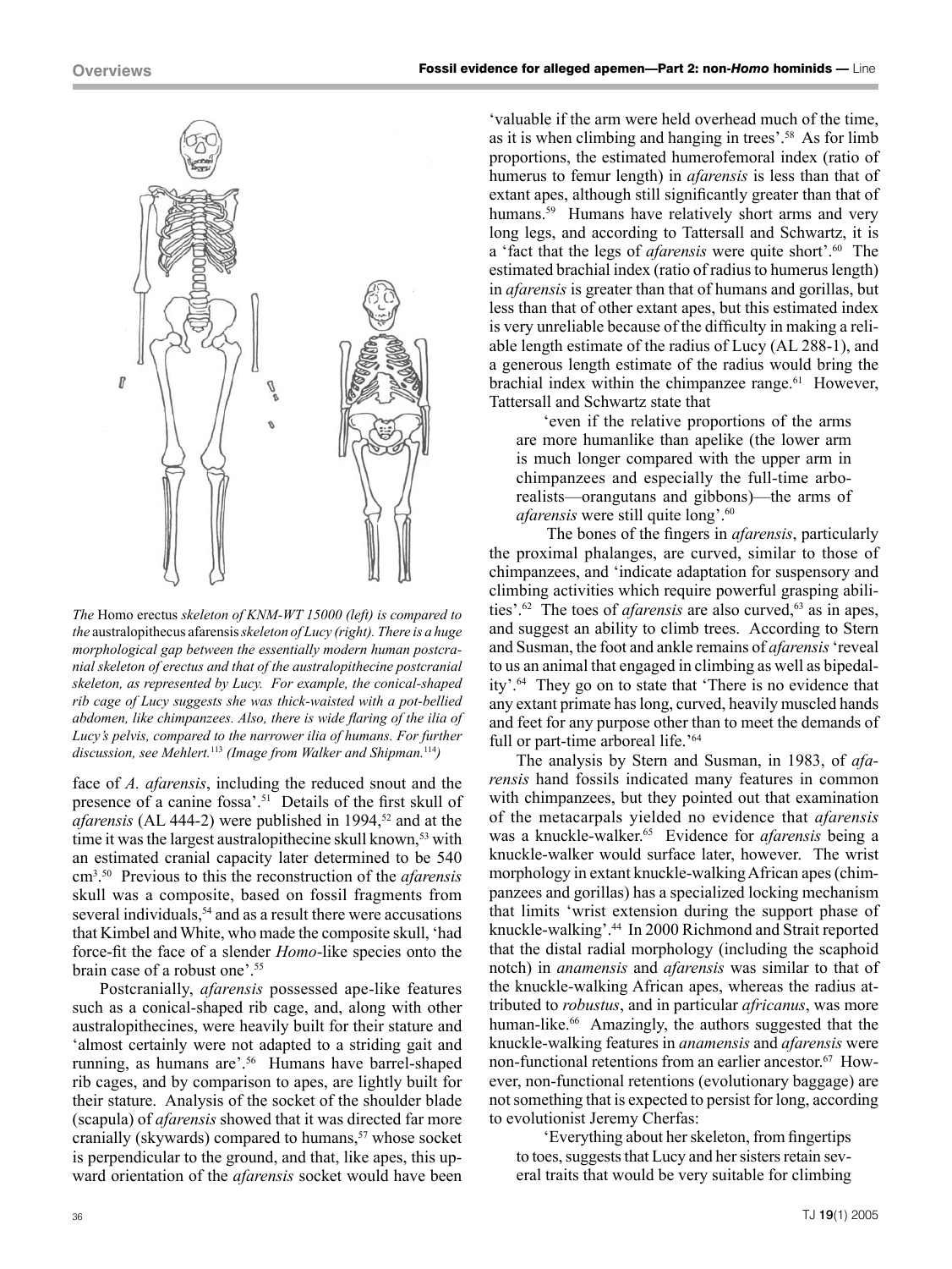*The* Homo erectus *skeleton of KNM-WT 15000 (left) is compared to the* australopithecus afarensis *skeleton of Lucy (right). There is a huge morphological gap between the essentially modern human postcranial skeleton of erectus and that of the australopithecine postcranial skeleton, as represented by Lucy. For example, the conical-shaped rib cage of Lucy suggests she was thick-waisted with a pot-bellied abdomen, like chimpanzees. Also, there is wide flaring of the ilia of Lucy's pelvis, compared to the narrower ilia of humans. For further discussion, see Mehlert.*[113] *(Image from Walker and Shipman.*[114]*)*

face of *A. afarensis*, including the reduced snout and the presence of a canine fossa'.[51] Details of the first skull of *afarensis* (AL 444-2) were published in 1994,[52] and at the time it was the largest australopithecine skull known,[53] with an estimated cranial capacity later determined to be 540 cm$^3$.[50] Previous to this the reconstruction of the *afarensis* skull was a composite, based on fossil fragments from several individuals,[54] and as a result there were accusations that Kimbel and White, who made the composite skull, 'had force-fit the face of a slender *Homo*-like species onto the brain case of a robust one'.[55]

Postcranially, *afarensis* possessed ape-like features such as a conical-shaped rib cage, and, along with other australopithecines, were heavily built for their stature and 'almost certainly were not adapted to a striding gait and running, as humans are'.[56] Humans have barrel-shaped rib cages, and by comparison to apes, are lightly built for their stature. Analysis of the socket of the shoulder blade (scapula) of *afarensis* showed that it was directed far more cranially (skywards) compared to humans,[57] whose socket is perpendicular to the ground, and that, like apes, this upward orientation of the *afarensis* socket would have been 'valuable if the arm were held overhead much of the time, as it is when climbing and hanging in trees'.[58] As for limb proportions, the estimated humerofemoral index (ratio of humerus to femur length) in *afarensis* is less than that of extant apes, although still significantly greater than that of humans.[59] Humans have relatively short arms and very long legs, and according to Tattersall and Schwartz, it is a 'fact that the legs of *afarensis* were quite short'.[60] The estimated brachial index (ratio of radius to humerus length) in *afarensis* is greater than that of humans and gorillas, but less than that of other extant apes, but this estimated index is very unreliable because of the difficulty in making a reliable length estimate of the radius of Lucy (AL 288-1), and a generous length estimate of the radius would bring the brachial index within the chimpanzee range.[61] However, Tattersall and Schwartz state that

> 'even if the relative proportions of the arms are more humanlike than apelike (the lower arm is much longer compared with the upper arm in chimpanzees and especially the full-time arborealists—orangutans and gibbons)—the arms of *afarensis* were still quite long'.[60]

The bones of the fingers in *afarensis*, particularly the proximal phalanges, are curved, similar to those of chimpanzees, and 'indicate adaptation for suspensory and climbing activities which require powerful grasping abilities'.[62] The toes of *afarensis* are also curved,[63] as in apes, and suggest an ability to climb trees. According to Stern and Susman, the foot and ankle remains of *afarensis* 'reveal to us an animal that engaged in climbing as well as bipedality'.[64] They go on to state that 'There is no evidence that any extant primate has long, curved, heavily muscled hands and feet for any purpose other than to meet the demands of full or part-time arboreal life.'[64]

The analysis by Stern and Susman, in 1983, of *afarensis* hand fossils indicated many features in common with chimpanzees, but they pointed out that examination of the metacarpals yielded no evidence that *afarensis* was a knuckle-walker.[65] Evidence for *afarensis* being a knuckle-walker would surface later, however. The wrist morphology in extant knuckle-walking African apes (chimpanzees and gorillas) has a specialized locking mechanism that limits 'wrist extension during the support phase of knuckle-walking'.[44] In 2000 Richmond and Strait reported that the distal radial morphology (including the scaphoid notch) in *anamensis* and *afarensis* was similar to that of the knuckle-walking African apes, whereas the radius attributed to *robustus*, and in particular *africanus*, was more human-like.[66] Amazingly, the authors suggested that the knuckle-walking features in *anamensis* and *afarensis* were non-functional retentions from an earlier ancestor.[67] However, non-functional retentions (evolutionary baggage) are not something that is expected to persist for long, according to evolutionist Jeremy Cherfas:

> 'Everything about her skeleton, from fingertips to toes, suggests that Lucy and her sisters retain several traits that would be very suitable for climbing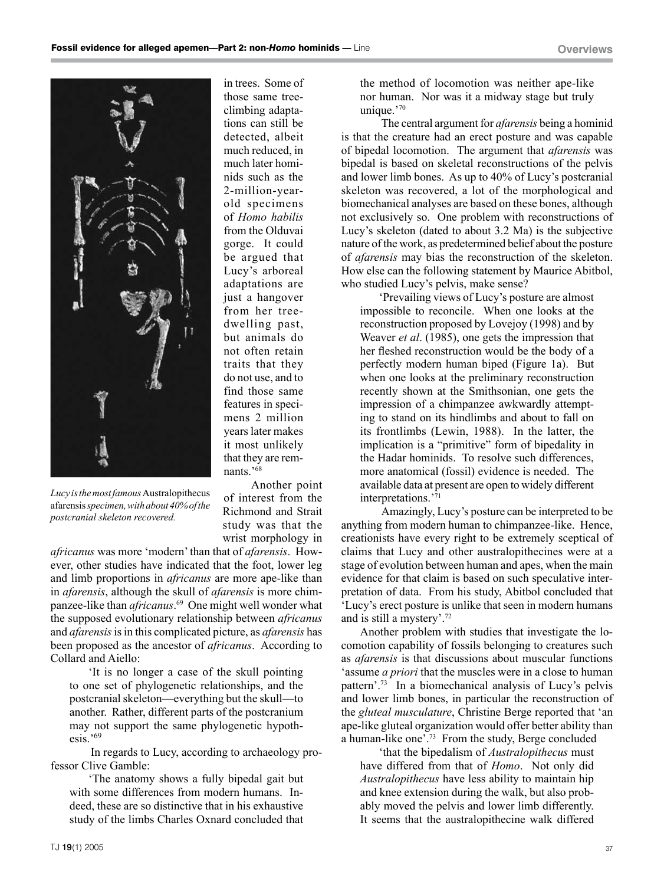in trees. Some of those same tree-climbing adaptations can still be detected, albeit much reduced, in much later hominids such as the 2-million-year-old specimens of *Homo habilis* from the Olduvai gorge. It could be argued that Lucy's arboreal adaptations are just a hangover from her tree-dwelling past, but animals do not often retain traits that they do not use, and to find those same features in specimens 2 million years later makes it most unlikely that they are remnants.'[68]

*Lucy is the most famous* Australopithecus afarensis *specimen, with about 40% of the postcranial skeleton recovered.*

Another point of interest from the Richmond and Strait study was that the wrist morphology in *africanus* was more 'modern' than that of *afarensis*. However, other studies have indicated that the foot, lower leg and limb proportions in *africanus* are more ape-like than in *afarensis*, although the skull of *afarensis* is more chimpanzee-like than *africanus*.[69] One might well wonder what the supposed evolutionary relationship between *africanus* and *afarensis* is in this complicated picture, as *afarensis* has been proposed as the ancestor of *africanus*. According to Collard and Aiello:

> 'It is no longer a case of the skull pointing to one set of phylogenetic relationships, and the postcranial skeleton—everything but the skull—to another. Rather, different parts of the postcranium may not support the same phylogenetic hypothesis.'[69]

In regards to Lucy, according to archaeology professor Clive Gamble:

> 'The anatomy shows a fully bipedal gait but with some differences from modern humans. Indeed, these are so distinctive that in his exhaustive study of the limbs Charles Oxnard concluded that the method of locomotion was neither ape-like nor human. Nor was it a midway stage but truly unique.'[70]

The central argument for *afarensis* being a hominid is that the creature had an erect posture and was capable of bipedal locomotion. The argument that *afarensis* was bipedal is based on skeletal reconstructions of the pelvis and lower limb bones. As up to 40% of Lucy's postcranial skeleton was recovered, a lot of the morphological and biomechanical analyses are based on these bones, although not exclusively so. One problem with reconstructions of Lucy's skeleton (dated to about 3.2 Ma) is the subjective nature of the work, as predetermined belief about the posture of *afarensis* may bias the reconstruction of the skeleton. How else can the following statement by Maurice Abitbol, who studied Lucy's pelvis, make sense?

> 'Prevailing views of Lucy's posture are almost impossible to reconcile. When one looks at the reconstruction proposed by Lovejoy (1998) and by Weaver *et al*. (1985), one gets the impression that her fleshed reconstruction would be the body of a perfectly modern human biped (Figure 1a). But when one looks at the preliminary reconstruction recently shown at the Smithsonian, one gets the impression of a chimpanzee awkwardly attempting to stand on its hindlimbs and about to fall on its frontlimbs (Lewin, 1988). In the latter, the implication is a "primitive" form of bipedality in the Hadar hominids. To resolve such differences, more anatomical (fossil) evidence is needed. The available data at present are open to widely different interpretations.'[71]

Amazingly, Lucy's posture can be interpreted to be anything from modern human to chimpanzee-like. Hence, creationists have every right to be extremely sceptical of claims that Lucy and other australopithecines were at a stage of evolution between human and apes, when the main evidence for that claim is based on such speculative interpretation of data. From his study, Abitbol concluded that 'Lucy's erect posture is unlike that seen in modern humans and is still a mystery'.[72]

Another problem with studies that investigate the locomotion capability of fossils belonging to creatures such as *afarensis* is that discussions about muscular functions 'assume *a priori* that the muscles were in a close to human pattern'.[73] In a biomechanical analysis of Lucy's pelvis and lower limb bones, in particular the reconstruction of the *gluteal musculature*, Christine Berge reported that 'an ape-like gluteal organization would offer better ability than a human-like one'.[73] From the study, Berge concluded

> 'that the bipedalism of *Australopithecus* must have differed from that of *Homo*. Not only did *Australopithecus* have less ability to maintain hip and knee extension during the walk, but also probably moved the pelvis and lower limb differently. It seems that the australopithecine walk differed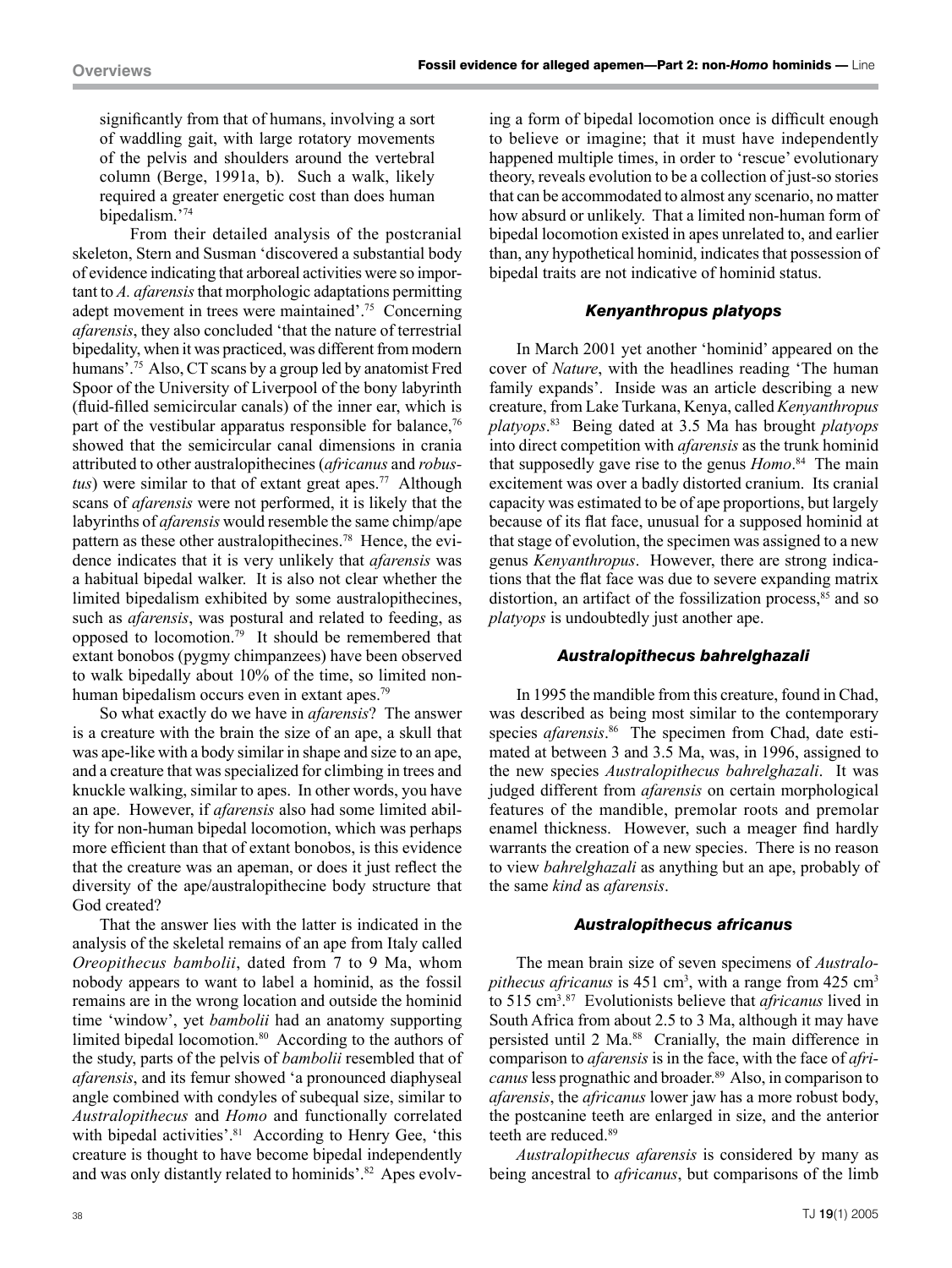significantly from that of humans, involving a sort of waddling gait, with large rotatory movements of the pelvis and shoulders around the vertebral column (Berge, 1991a, b). Such a walk, likely required a greater energetic cost than does human bipedalism.'[74]

From their detailed analysis of the postcranial skeleton, Stern and Susman 'discovered a substantial body of evidence indicating that arboreal activities were so important to *A. afarensis* that morphologic adaptations permitting adept movement in trees were maintained'.[75] Concerning *afarensis*, they also concluded 'that the nature of terrestrial bipedality, when it was practiced, was different from modern humans'.[75] Also, CT scans by a group led by anatomist Fred Spoor of the University of Liverpool of the bony labyrinth (fluid-filled semicircular canals) of the inner ear, which is part of the vestibular apparatus responsible for balance,[76] showed that the semicircular canal dimensions in crania attributed to other australopithecines (*africanus* and *robustus*) were similar to that of extant great apes.[77] Although scans of *afarensis* were not performed, it is likely that the labyrinths of *afarensis* would resemble the same chimp/ape pattern as these other australopithecines.[78] Hence, the evidence indicates that it is very unlikely that *afarensis* was a habitual bipedal walker. It is also not clear whether the limited bipedalism exhibited by some australopithecines, such as *afarensis*, was postural and related to feeding, as opposed to locomotion.[79] It should be remembered that extant bonobos (pygmy chimpanzees) have been observed to walk bipedally about 10% of the time, so limited non-human bipedalism occurs even in extant apes.[79]

So what exactly do we have in *afarensis*? The answer is a creature with the brain the size of an ape, a skull that was ape-like with a body similar in shape and size to an ape, and a creature that was specialized for climbing in trees and knuckle walking, similar to apes. In other words, you have an ape. However, if *afarensis* also had some limited ability for non-human bipedal locomotion, which was perhaps more efficient than that of extant bonobos, is this evidence that the creature was an apeman, or does it just reflect the diversity of the ape/australopithecine body structure that God created?

That the answer lies with the latter is indicated in the analysis of the skeletal remains of an ape from Italy called *Oreopithecus bambolii*, dated from 7 to 9 Ma, whom nobody appears to want to label a hominid, as the fossil remains are in the wrong location and outside the hominid time 'window', yet *bambolii* had an anatomy supporting limited bipedal locomotion.[80] According to the authors of the study, parts of the pelvis of *bambolii* resembled that of *afarensis*, and its femur showed 'a pronounced diaphyseal angle combined with condyles of subequal size, similar to *Australopithecus* and *Homo* and functionally correlated with bipedal activities'.[81] According to Henry Gee, 'this creature is thought to have become bipedal independently and was only distantly related to hominids'.[82] Apes evolving a form of bipedal locomotion once is difficult enough to believe or imagine; that it must have independently happened multiple times, in order to 'rescue' evolutionary theory, reveals evolution to be a collection of just-so stories that can be accommodated to almost any scenario, no matter how absurd or unlikely. That a limited non-human form of bipedal locomotion existed in apes unrelated to, and earlier than, any hypothetical hominid, indicates that possession of bipedal traits are not indicative of hominid status.

### *Kenyanthropus platyops*

In March 2001 yet another 'hominid' appeared on the cover of *Nature*, with the headlines reading 'The human family expands'. Inside was an article describing a new creature, from Lake Turkana, Kenya, called *Kenyanthropus platyops*.[83] Being dated at 3.5 Ma has brought *platyops* into direct competition with *afarensis* as the trunk hominid that supposedly gave rise to the genus *Homo*.[84] The main excitement was over a badly distorted cranium. Its cranial capacity was estimated to be of ape proportions, but largely because of its flat face, unusual for a supposed hominid at that stage of evolution, the specimen was assigned to a new genus *Kenyanthropus*. However, there are strong indications that the flat face was due to severe expanding matrix distortion, an artifact of the fossilization process,[85] and so *platyops* is undoubtedly just another ape.

### *Australopithecus bahrelghazali*

In 1995 the mandible from this creature, found in Chad, was described as being most similar to the contemporary species *afarensis*.[86] The specimen from Chad, date estimated at between 3 and 3.5 Ma, was, in 1996, assigned to the new species *Australopithecus bahrelghazali*. It was judged different from *afarensis* on certain morphological features of the mandible, premolar roots and premolar enamel thickness. However, such a meager find hardly warrants the creation of a new species. There is no reason to view *bahrelghazali* as anything but an ape, probably of the same *kind* as *afarensis*.

### *Australopithecus africanus*

The mean brain size of seven specimens of *Australopithecus africanus* is 451 $cm^3$, with a range from 425 $cm^3$ to 515 $cm^3$.[87] Evolutionists believe that *africanus* lived in South Africa from about 2.5 to 3 Ma, although it may have persisted until 2 Ma.[88] Cranially, the main difference in comparison to *afarensis* is in the face, with the face of *africanus* less prognathic and broader.[89] Also, in comparison to *afarensis*, the *africanus* lower jaw has a more robust body, the postcanine teeth are enlarged in size, and the anterior teeth are reduced.[89]

*Australopithecus afarensis* is considered by many as being ancestral to *africanus*, but comparisons of the limb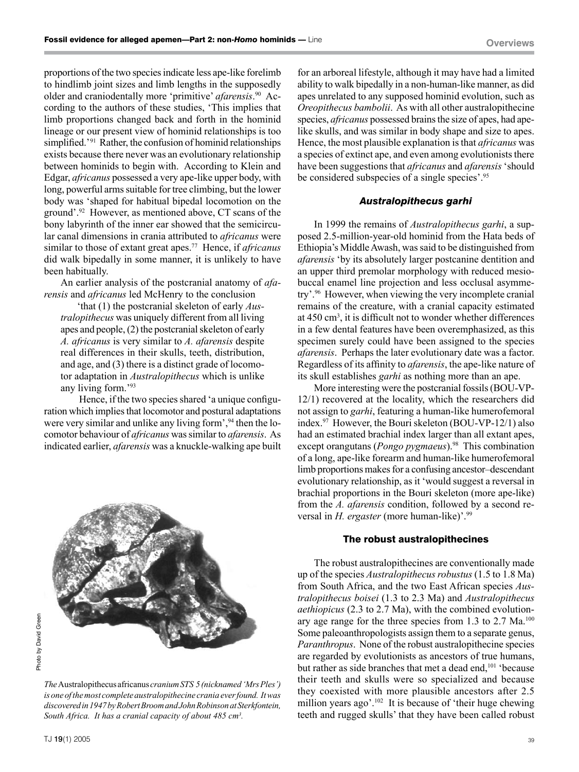proportions of the two species indicate less ape-like forelimb to hindlimb joint sizes and limb lengths in the supposedly older and craniodentally more 'primitive' *afarensis*.[90] According to the authors of these studies, 'This implies that limb proportions changed back and forth in the hominid lineage or our present view of hominid relationships is too simplified.'[91] Rather, the confusion of hominid relationships exists because there never was an evolutionary relationship between hominids to begin with. According to Klein and Edgar, *africanus* possessed a very ape-like upper body, with long, powerful arms suitable for tree climbing, but the lower body was 'shaped for habitual bipedal locomotion on the ground'.[92] However, as mentioned above, CT scans of the bony labyrinth of the inner ear showed that the semicircular canal dimensions in crania attributed to *africanus* were similar to those of extant great apes.[77] Hence, if *africanus* did walk bipedally in some manner, it is unlikely to have been habitually.

An earlier analysis of the postcranial anatomy of *afarensis* and *africanus* led McHenry to the conclusion

> 'that (1) the postcranial skeleton of early *Australopithecus* was uniquely different from all living apes and people, (2) the postcranial skeleton of early *A. africanus* is very similar to *A. afarensis* despite real differences in their skulls, teeth, distribution, and age, and (3) there is a distinct grade of locomotor adaptation in *Australopithecus* which is unlike any living form.'[93]

Hence, if the two species shared 'a unique configuration which implies that locomotor and postural adaptations were very similar and unlike any living form',[94] then the locomotor behaviour of *africanus* was similar to *afarensis*. As indicated earlier, *afarensis* was a knuckle-walking ape built for an arboreal lifestyle, although it may have had a limited ability to walk bipedally in a non-human-like manner, as did apes unrelated to any supposed hominid evolution, such as *Oreopithecus bambolii*. As with all other australopithecine species, *africanus* possessed brains the size of apes, had ape-like skulls, and was similar in body shape and size to apes. Hence, the most plausible explanation is that *africanus* was a species of extinct ape, and even among evolutionists there have been suggestions that *africanus* and *afarensis* 'should be considered subspecies of a single species'.[95]

Photo by David Green

*The* Australopithecus africanus *cranium STS 5 (nicknamed 'Mrs Ples') is one of the most complete australopithecine crania ever found. It was discovered in 1947 by Robert Broom and John Robinson at Sterkfontein, South Africa. It has a cranial capacity of about 485 cm³.*

### *Australopithecus garhi*

In 1999 the remains of *Australopithecus garhi*, a supposed 2.5-million-year-old hominid from the Hata beds of Ethiopia's Middle Awash, was said to be distinguished from *afarensis* 'by its absolutely larger postcanine dentition and an upper third premolar morphology with reduced mesiobuccal enamel line projection and less occlusal asymmetry'.[96] However, when viewing the very incomplete cranial remains of the creature, with a cranial capacity estimated at 450 cm³, it is difficult not to wonder whether differences in a few dental features have been overemphasized, as this specimen surely could have been assigned to the species *afarensis*. Perhaps the later evolutionary date was a factor. Regardless of its affinity to *afarensis*, the ape-like nature of its skull establishes *garhi* as nothing more than an ape.

More interesting were the postcranial fossils (BOU-VP-12/1) recovered at the locality, which the researchers did not assign to *garhi*, featuring a human-like humerofemoral index.[97] However, the Bouri skeleton (BOU-VP-12/1) also had an estimated brachial index larger than all extant apes, except orangutans (*Pongo pygmaeus*).[98] This combination of a long, ape-like forearm and human-like humerofemoral limb proportions makes for a confusing ancestor–descendant evolutionary relationship, as it 'would suggest a reversal in brachial proportions in the Bouri skeleton (more ape-like) from the *A. afarensis* condition, followed by a second reversal in *H. ergaster* (more human-like)'.[99]

### The robust australopithecines

The robust australopithecines are conventionally made up of the species *Australopithecus robustus* (1.5 to 1.8 Ma) from South Africa, and the two East African species *Australopithecus boisei* (1.3 to 2.3 Ma) and *Australopithecus aethiopicus* (2.3 to 2.7 Ma), with the combined evolutionary age range for the three species from 1.3 to 2.7 Ma.[100] Some paleoanthropologists assign them to a separate genus, *Paranthropus*. None of the robust australopithecine species are regarded by evolutionists as ancestors of true humans, but rather as side branches that met a dead end,[101] 'because their teeth and skulls were so specialized and because they coexisted with more plausible ancestors after 2.5 million years ago'.[102] It is because of 'their huge chewing teeth and rugged skulls' that they have been called robust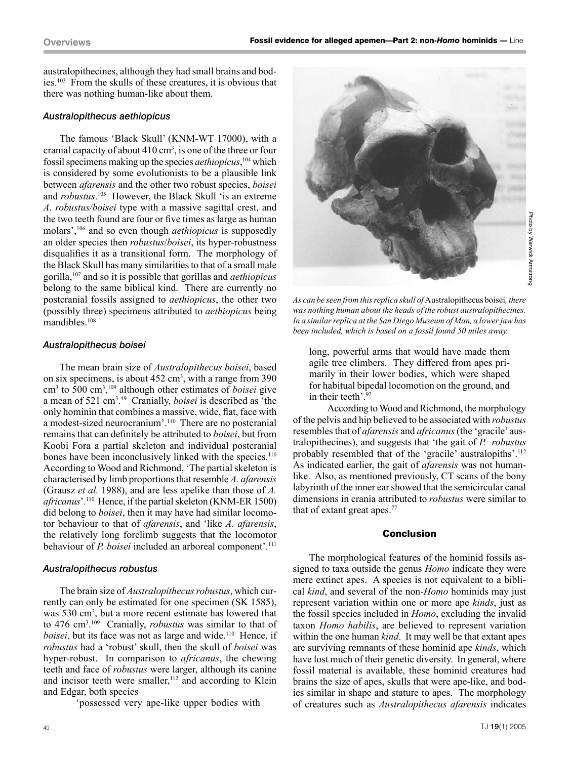australopithecines, although they had small brains and bodies.[103] From the skulls of these creatures, it is obvious that there was nothing human-like about them.

### *Australopithecus aethiopicus*

The famous 'Black Skull' (KNM-WT 17000), with a cranial capacity of about 410 $cm^3$, is one of the three or four fossil specimens making up the species *aethiopicus*,[104] which is considered by some evolutionists to be a plausible link between *afarensis* and the other two robust species, *boisei* and *robustus*.[105] However, the Black Skull 'is an extreme *A. robustus/boisei* type with a massive sagittal crest, and the two teeth found are four or five times as large as human molars',[106] and so even though *aethiopicus* is supposedly an older species then *robustus*/*boisei*, its hyper-robustness disqualifies it as a transitional form. The morphology of the Black Skull has many similarities to that of a small male gorilla,[107] and so it is possible that gorillas and *aethiopicus* belong to the same biblical kind. There are currently no postcranial fossils assigned to *aethiopicus*, the other two (possibly three) specimens attributed to *aethiopicus* being mandibles.[108]

### *Australopithecus boisei*

The mean brain size of *Australopithecus boisei*, based on six specimens, is about 452 $cm^3$, with a range from 390 $cm^3$ to 500 $cm^3$,[109] although other estimates of *boisei* give a mean of 521 $cm^3$.[49] Cranially, *boisei* is described as 'the only hominin that combines a massive, wide, flat, face with a modest-sized neurocranium'.[110] There are no postcranial remains that can definitely be attributed to *boisei*, but from Koobi Fora a partial skeleton and individual postcranial bones have been inconclusively linked with the species.[110] According to Wood and Richmond, 'The partial skeleton is characterised by limb proportions that resemble *A. afarensis* (Grausz *et al.* 1988), and are less apelike than those of *A. africanus*'.[110] Hence, if the partial skeleton (KNM-ER 1500) did belong to *boisei*, then it may have had similar locomotor behaviour to that of *afarensis*, and 'like *A. afarensis*, the relatively long forelimb suggests that the locomotor behaviour of *P. boisei* included an arboreal component'.[111]

### *Australopithecus robustus*

The brain size of *Australopithecus robustus*, which currently can only be estimated for one specimen (SK 1585), was 530 $cm^3$, but a more recent estimate has lowered that to 476 $cm^3$.[109] Cranially, *robustus* was similar to that of *boisei*, but its face was not as large and wide.[110] Hence, if *robustus* had a 'robust' skull, then the skull of *boisei* was hyper-robust. In comparison to *africanus*, the chewing teeth and face of *robustus* were larger, although its canine and incisor teeth were smaller,[112] and according to Klein and Edgar, both species

> 'possessed very ape-like upper bodies with long, powerful arms that would have made them agile tree climbers. They differed from apes primarily in their lower bodies, which were shaped for habitual bipedal locomotion on the ground, and in their teeth'.[92]

According to Wood and Richmond, the morphology of the pelvis and hip believed to be associated with *robustus* resembles that of *afarensis* and *africanus* (the 'gracile' australopithecines), and suggests that 'the gait of *P. robustus* probably resembled that of the 'gracile' australopiths'.[112] As indicated earlier, the gait of *afarensis* was not human-like. Also, as mentioned previously, CT scans of the bony labyrinth of the inner ear showed that the semicircular canal dimensions in crania attributed to *robustus* were similar to that of extant great apes.[77]

*As can be seen from this replica skull of* Australopithecus boisei*, there was nothing human about the heads of the robust australopithecines. In a similar replica at the San Diego Museum of Man, a lower jaw has been included, which is based on a fossil found 50 miles away.*

Photo by Warwick Armstrong

## Conclusion

The morphological features of the hominid fossils assigned to taxa outside the genus *Homo* indicate they were mere extinct apes. A species is not equivalent to a biblical *kind*, and several of the non-*Homo* hominids may just represent variation within one or more ape *kinds*, just as the fossil species included in *Homo*, excluding the invalid taxon *Homo habilis*, are believed to represent variation within the one human *kind*. It may well be that extant apes are surviving remnants of these hominid ape *kinds*, which have lost much of their genetic diversity. In general, where fossil material is available, these hominid creatures had brains the size of apes, skulls that were ape-like, and bodies similar in shape and stature to apes. The morphology of creatures such as *Australopithecus afarensis* indicates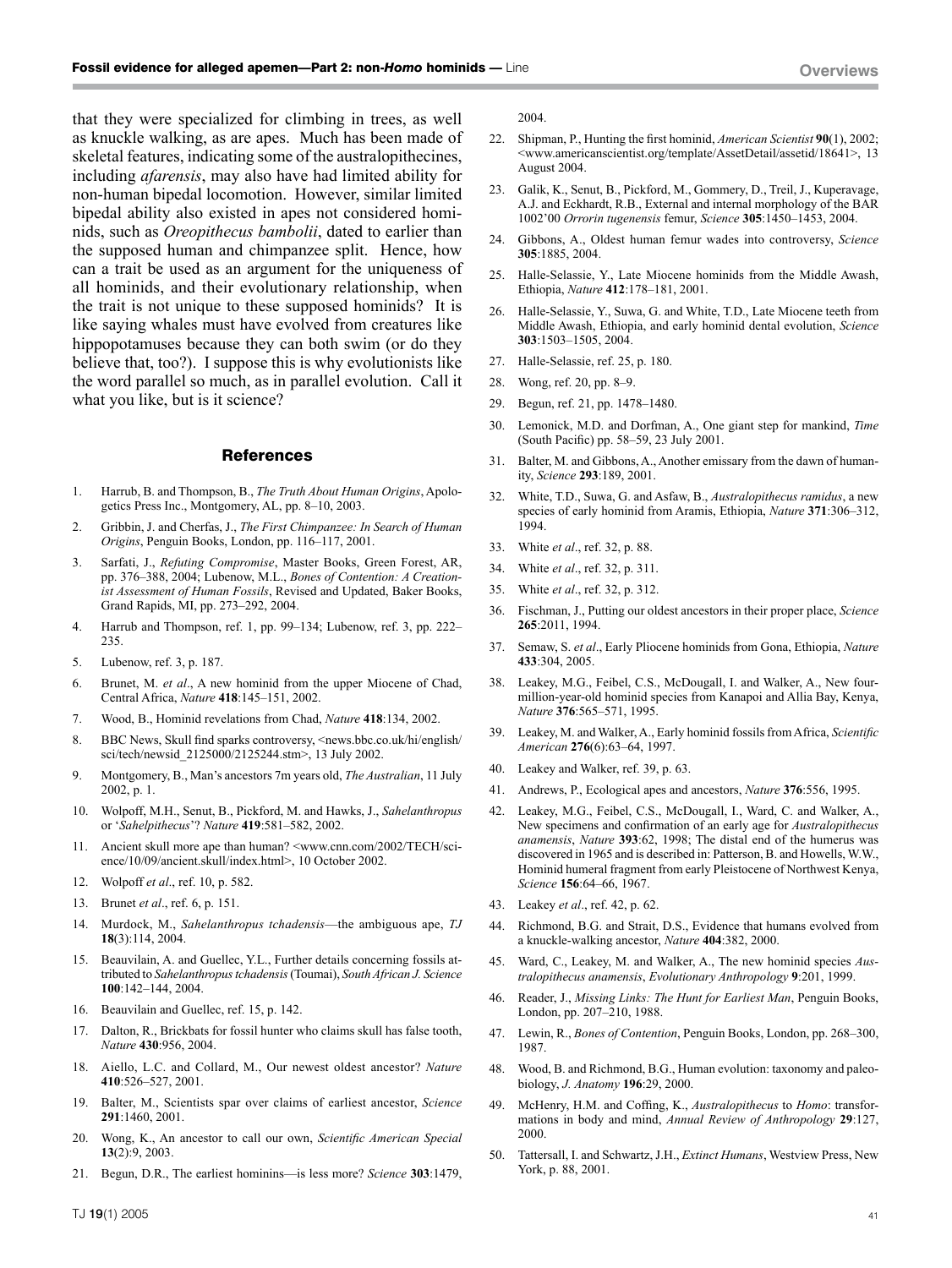that they were specialized for climbing in trees, as well as knuckle walking, as are apes. Much has been made of skeletal features, indicating some of the australopithecines, including *afarensis*, may also have had limited ability for non-human bipedal locomotion. However, similar limited bipedal ability also existed in apes not considered hominids, such as *Oreopithecus bambolii*, dated to earlier than the supposed human and chimpanzee split. Hence, how can a trait be used as an argument for the uniqueness of all hominids, and their evolutionary relationship, when the trait is not unique to these supposed hominids? It is like saying whales must have evolved from creatures like hippopotamuses because they can both swim (or do they believe that, too?). I suppose this is why evolutionists like the word parallel so much, as in parallel evolution. Call it what you like, but is it science?

## References

1. Harrub, B. and Thompson, B., *The Truth About Human Origins*, Apologetics Press Inc., Montgomery, AL, pp. 8–10, 2003.
2. Gribbin, J. and Cherfas, J., *The First Chimpanzee: In Search of Human Origins*, Penguin Books, London, pp. 116–117, 2001.
3. Sarfati, J., *Refuting Compromise*, Master Books, Green Forest, AR, pp. 376–388, 2004; Lubenow, M.L., *Bones of Contention: A Creationist Assessment of Human Fossils*, Revised and Updated, Baker Books, Grand Rapids, MI, pp. 273–292, 2004.
4. Harrub and Thompson, ref. 1, pp. 99–134; Lubenow, ref. 3, pp. 222–235.
5. Lubenow, ref. 3, p. 187.
6. Brunet, M. *et al*., A new hominid from the upper Miocene of Chad, Central Africa, *Nature* **418**:145–151, 2002.
7. Wood, B., Hominid revelations from Chad, *Nature* **418**:134, 2002.
8. BBC News, Skull find sparks controversy, <news.bbc.co.uk/hi/english/sci/tech/newsid_2125000/2125244.stm>, 13 July 2002.
9. Montgomery, B., Man's ancestors 7m years old, *The Australian*, 11 July 2002, p. 1.
10. Wolpoff, M.H., Senut, B., Pickford, M. and Hawks, J., *Sahelanthropus* or '*Sahelpithecus*'? *Nature* **419**:581–582, 2002.
11. Ancient skull more ape than human? <www.cnn.com/2002/TECH/science/10/09/ancient.skull/index.html>, 10 October 2002.
12. Wolpoff *et al*., ref. 10, p. 582.
13. Brunet *et al*., ref. 6, p. 151.
14. Murdock, M., *Sahelanthropus tchadensis*—the ambiguous ape, *TJ* **18**(3):114, 2004.
15. Beauvilain, A. and Guellec, Y.L., Further details concerning fossils attributed to *Sahelanthropus tchadensis* (Toumai), *South African J. Science* **100**:142–144, 2004.
16. Beauvilain and Guellec, ref. 15, p. 142.
17. Dalton, R., Brickbats for fossil hunter who claims skull has false tooth, *Nature* **430**:956, 2004.
18. Aiello, L.C. and Collard, M., Our newest oldest ancestor? *Nature* **410**:526–527, 2001.
19. Balter, M., Scientists spar over claims of earliest ancestor, *Science* **291**:1460, 2001.
20. Wong, K., An ancestor to call our own, *Scientific American Special* **13**(2):9, 2003.
21. Begun, D.R., The earliest hominins—is less more? *Science* **303**:1479, 2004.
22. Shipman, P., Hunting the first hominid, *American Scientist* **90**(1), 2002; <www.americanscientist.org/template/AssetDetail/assetid/18641>, 13 August 2004.
23. Galik, K., Senut, B., Pickford, M., Gommery, D., Treil, J., Kuperavage, A.J. and Eckhardt, R.B., External and internal morphology of the BAR 1002'00 *Orrorin tugenensis* femur, *Science* **305**:1450–1453, 2004.
24. Gibbons, A., Oldest human femur wades into controversy, *Science* **305**:1885, 2004.
25. Halle-Selassie, Y., Late Miocene hominids from the Middle Awash, Ethiopia, *Nature* **412**:178–181, 2001.
26. Halle-Selassie, Y., Suwa, G. and White, T.D., Late Miocene teeth from Middle Awash, Ethiopia, and early hominid dental evolution, *Science* **303**:1503–1505, 2004.
27. Halle-Selassie, ref. 25, p. 180.
28. Wong, ref. 20, pp. 8–9.
29. Begun, ref. 21, pp. 1478–1480.
30. Lemonick, M.D. and Dorfman, A., One giant step for mankind, *Time* (South Pacific) pp. 58–59, 23 July 2001.
31. Balter, M. and Gibbons, A., Another emissary from the dawn of humanity, *Science* **293**:189, 2001.
32. White, T.D., Suwa, G. and Asfaw, B., *Australopithecus ramidus*, a new species of early hominid from Aramis, Ethiopia, *Nature* **371**:306–312, 1994.
33. White *et al*., ref. 32, p. 88.
34. White *et al*., ref. 32, p. 311.
35. White *et al*., ref. 32, p. 312.
36. Fischman, J., Putting our oldest ancestors in their proper place, *Science* **265**:2011, 1994.
37. Semaw, S. *et al*., Early Pliocene hominids from Gona, Ethiopia, *Nature* **433**:304, 2005.
38. Leakey, M.G., Feibel, C.S., McDougall, I. and Walker, A., New four-million-year-old hominid species from Kanapoi and Allia Bay, Kenya, *Nature* **376**:565–571, 1995.
39. Leakey, M. and Walker, A., Early hominid fossils from Africa, *Scientific American* **276**(6):63–64, 1997.
40. Leakey and Walker, ref. 39, p. 63.
41. Andrews, P., Ecological apes and ancestors, *Nature* **376**:556, 1995.
42. Leakey, M.G., Feibel, C.S., McDougall, I., Ward, C. and Walker, A., New specimens and confirmation of an early age for *Australopithecus anamensis*, *Nature* **393**:62, 1998; The distal end of the humerus was discovered in 1965 and is described in: Patterson, B. and Howells, W.W., Hominid humeral fragment from early Pleistocene of Northwest Kenya, *Science* **156**:64–66, 1967.
43. Leakey *et al*., ref. 42, p. 62.
44. Richmond, B.G. and Strait, D.S., Evidence that humans evolved from a knuckle-walking ancestor, *Nature* **404**:382, 2000.
45. Ward, C., Leakey, M. and Walker, A., The new hominid species *Australopithecus anamensis*, *Evolutionary Anthropology* **9**:201, 1999.
46. Reader, J., *Missing Links: The Hunt for Earliest Man*, Penguin Books, London, pp. 207–210, 1988.
47. Lewin, R., *Bones of Contention*, Penguin Books, London, pp. 268–300, 1987.
48. Wood, B. and Richmond, B.G., Human evolution: taxonomy and paleobiology, *J. Anatomy* **196**:29, 2000.
49. McHenry, H.M. and Coffing, K., *Australopithecus* to *Homo*: transformations in body and mind, *Annual Review of Anthropology* **29**:127, 2000.
50. Tattersall, I. and Schwartz, J.H., *Extinct Humans*, Westview Press, New York, p. 88, 2001.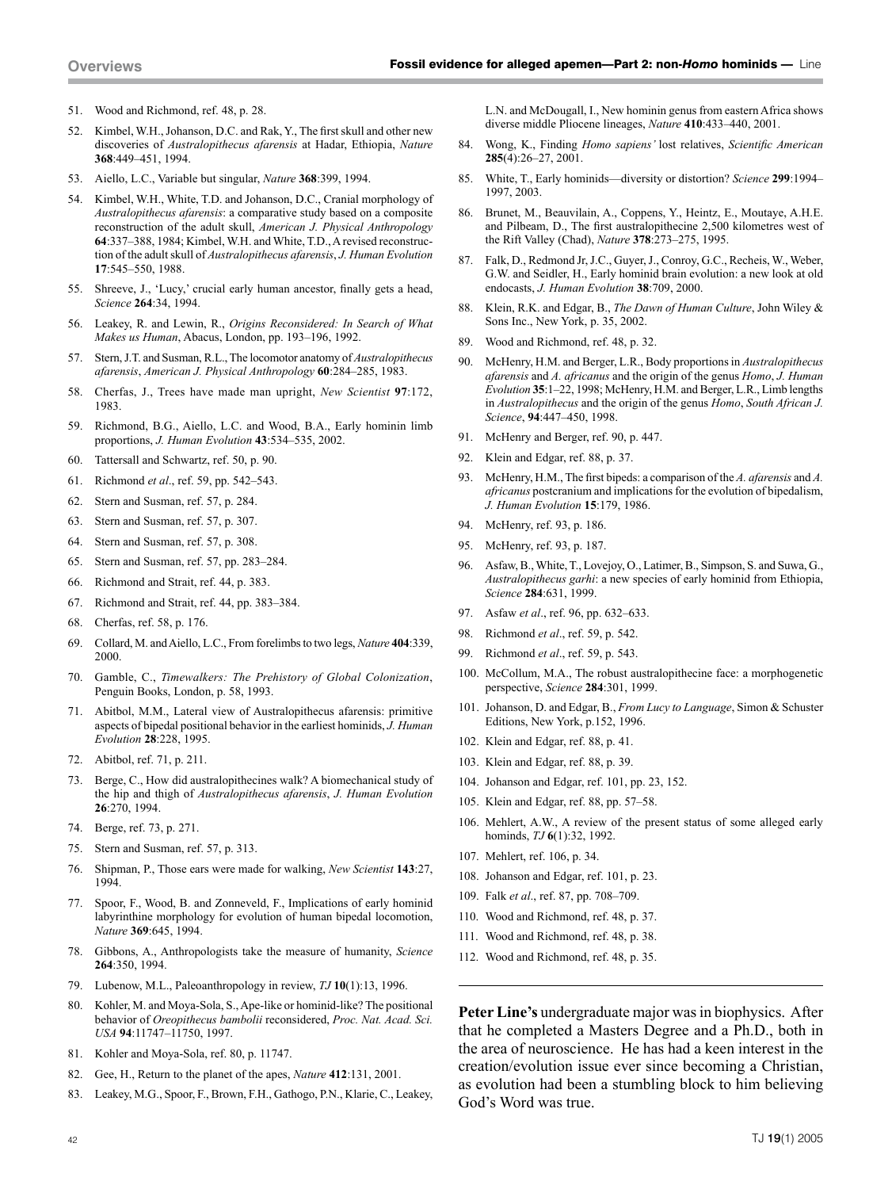51. Wood and Richmond, ref. 48, p. 28.
52. Kimbel, W.H., Johanson, D.C. and Rak, Y., The first skull and other new discoveries of *Australopithecus afarensis* at Hadar, Ethiopia, *Nature* **368**:449–451, 1994.
53. Aiello, L.C., Variable but singular, *Nature* **368**:399, 1994.
54. Kimbel, W.H., White, T.D. and Johanson, D.C., Cranial morphology of *Australopithecus afarensis*: a comparative study based on a composite reconstruction of the adult skull, *American J. Physical Anthropology* **64**:337–388, 1984; Kimbel, W.H. and White, T.D., A revised reconstruction of the adult skull of *Australopithecus afarensis*, *J. Human Evolution* **17**:545–550, 1988.
55. Shreeve, J., 'Lucy,' crucial early human ancestor, finally gets a head, *Science* **264**:34, 1994.
56. Leakey, R. and Lewin, R., *Origins Reconsidered: In Search of What Makes us Human*, Abacus, London, pp. 193–196, 1992.
57. Stern, J.T. and Susman, R.L., The locomotor anatomy of *Australopithecus afarensis*, *American J. Physical Anthropology* **60**:284–285, 1983.
58. Cherfas, J., Trees have made man upright, *New Scientist* **97**:172, 1983.
59. Richmond, B.G., Aiello, L.C. and Wood, B.A., Early hominin limb proportions, *J. Human Evolution* **43**:534–535, 2002.
60. Tattersall and Schwartz, ref. 50, p. 90.
61. Richmond *et al*., ref. 59, pp. 542–543.
62. Stern and Susman, ref. 57, p. 284.
63. Stern and Susman, ref. 57, p. 307.
64. Stern and Susman, ref. 57, p. 308.
65. Stern and Susman, ref. 57, pp. 283–284.
66. Richmond and Strait, ref. 44, p. 383.
67. Richmond and Strait, ref. 44, pp. 383–384.
68. Cherfas, ref. 58, p. 176.
69. Collard, M. and Aiello, L.C., From forelimbs to two legs, *Nature* **404**:339, 2000.
70. Gamble, C., *Timewalkers: The Prehistory of Global Colonization*, Penguin Books, London, p. 58, 1993.
71. Abitbol, M.M., Lateral view of Australopithecus afarensis: primitive aspects of bipedal positional behavior in the earliest hominids, *J. Human Evolution* **28**:228, 1995.
72. Abitbol, ref. 71, p. 211.
73. Berge, C., How did australopithecines walk? A biomechanical study of the hip and thigh of *Australopithecus afarensis*, *J. Human Evolution* **26**:270, 1994.
74. Berge, ref. 73, p. 271.
75. Stern and Susman, ref. 57, p. 313.
76. Shipman, P., Those ears were made for walking, *New Scientist* **143**:27, 1994.
77. Spoor, F., Wood, B. and Zonneveld, F., Implications of early hominid labyrinthine morphology for evolution of human bipedal locomotion, *Nature* **369**:645, 1994.
78. Gibbons, A., Anthropologists take the measure of humanity, *Science* **264**:350, 1994.
79. Lubenow, M.L., Paleoanthropology in review, *TJ* **10**(1):13, 1996.
80. Kohler, M. and Moya-Sola, S., Ape-like or hominid-like? The positional behavior of *Oreopithecus bambolii* reconsidered, *Proc. Nat. Acad. Sci. USA* **94**:11747–11750, 1997.
81. Kohler and Moya-Sola, ref. 80, p. 11747.
82. Gee, H., Return to the planet of the apes, *Nature* **412**:131, 2001.
83. Leakey, M.G., Spoor, F., Brown, F.H., Gathogo, P.N., Klarie, C., Leakey, L.N. and McDougall, I., New hominin genus from eastern Africa shows diverse middle Pliocene lineages, *Nature* **410**:433–440, 2001.
84. Wong, K., Finding *Homo sapiens'* lost relatives, *Scientific American* **285**(4):26–27, 2001.
85. White, T., Early hominids—diversity or distortion? *Science* **299**:1994–1997, 2003.
86. Brunet, M., Beauvilain, A., Coppens, Y., Heintz, E., Moutaye, A.H.E. and Pilbeam, D., The first australopithecine 2,500 kilometres west of the Rift Valley (Chad), *Nature* **378**:273–275, 1995.
87. Falk, D., Redmond Jr, J.C., Guyer, J., Conroy, G.C., Recheis, W., Weber, G.W. and Seidler, H., Early hominid brain evolution: a new look at old endocasts, *J. Human Evolution* **38**:709, 2000.
88. Klein, R.K. and Edgar, B., *The Dawn of Human Culture*, John Wiley & Sons Inc., New York, p. 35, 2002.
89. Wood and Richmond, ref. 48, p. 32.
90. McHenry, H.M. and Berger, L.R., Body proportions in *Australopithecus afarensis* and *A. africanus* and the origin of the genus *Homo*, *J. Human Evolution* **35**:1–22, 1998; McHenry, H.M. and Berger, L.R., Limb lengths in *Australopithecus* and the origin of the genus *Homo*, *South African J. Science*, **94**:447–450, 1998.
91. McHenry and Berger, ref. 90, p. 447.
92. Klein and Edgar, ref. 88, p. 37.
93. McHenry, H.M., The first bipeds: a comparison of the *A. afarensis* and *A. africanus* postcranium and implications for the evolution of bipedalism, *J. Human Evolution* **15**:179, 1986.
94. McHenry, ref. 93, p. 186.
95. McHenry, ref. 93, p. 187.
96. Asfaw, B., White, T., Lovejoy, O., Latimer, B., Simpson, S. and Suwa, G., *Australopithecus garhi*: a new species of early hominid from Ethiopia, *Science* **284**:631, 1999.
97. Asfaw *et al*., ref. 96, pp. 632–633.
98. Richmond *et al*., ref. 59, p. 542.
99. Richmond *et al*., ref. 59, p. 543.
100. McCollum, M.A., The robust australopithecine face: a morphogenetic perspective, *Science* **284**:301, 1999.
101. Johanson, D. and Edgar, B., *From Lucy to Language*, Simon & Schuster Editions, New York, p.152, 1996.
102. Klein and Edgar, ref. 88, p. 41.
103. Klein and Edgar, ref. 88, p. 39.
104. Johanson and Edgar, ref. 101, pp. 23, 152.
105. Klein and Edgar, ref. 88, pp. 57–58.
106. Mehlert, A.W., A review of the present status of some alleged early hominds, *TJ* **6**(1):32, 1992.
107. Mehlert, ref. 106, p. 34.
108. Johanson and Edgar, ref. 101, p. 23.
109. Falk *et al*., ref. 87, pp. 708–709.
110. Wood and Richmond, ref. 48, p. 37.
111. Wood and Richmond, ref. 48, p. 38.
112. Wood and Richmond, ref. 48, p. 35.

---

**Peter Line's** undergraduate major was in biophysics. After that he completed a Masters Degree and a Ph.D., both in the area of neuroscience. He has had a keen interest in the creation/evolution issue ever since becoming a Christian, as evolution had been a stumbling block to him believing God's Word was true.